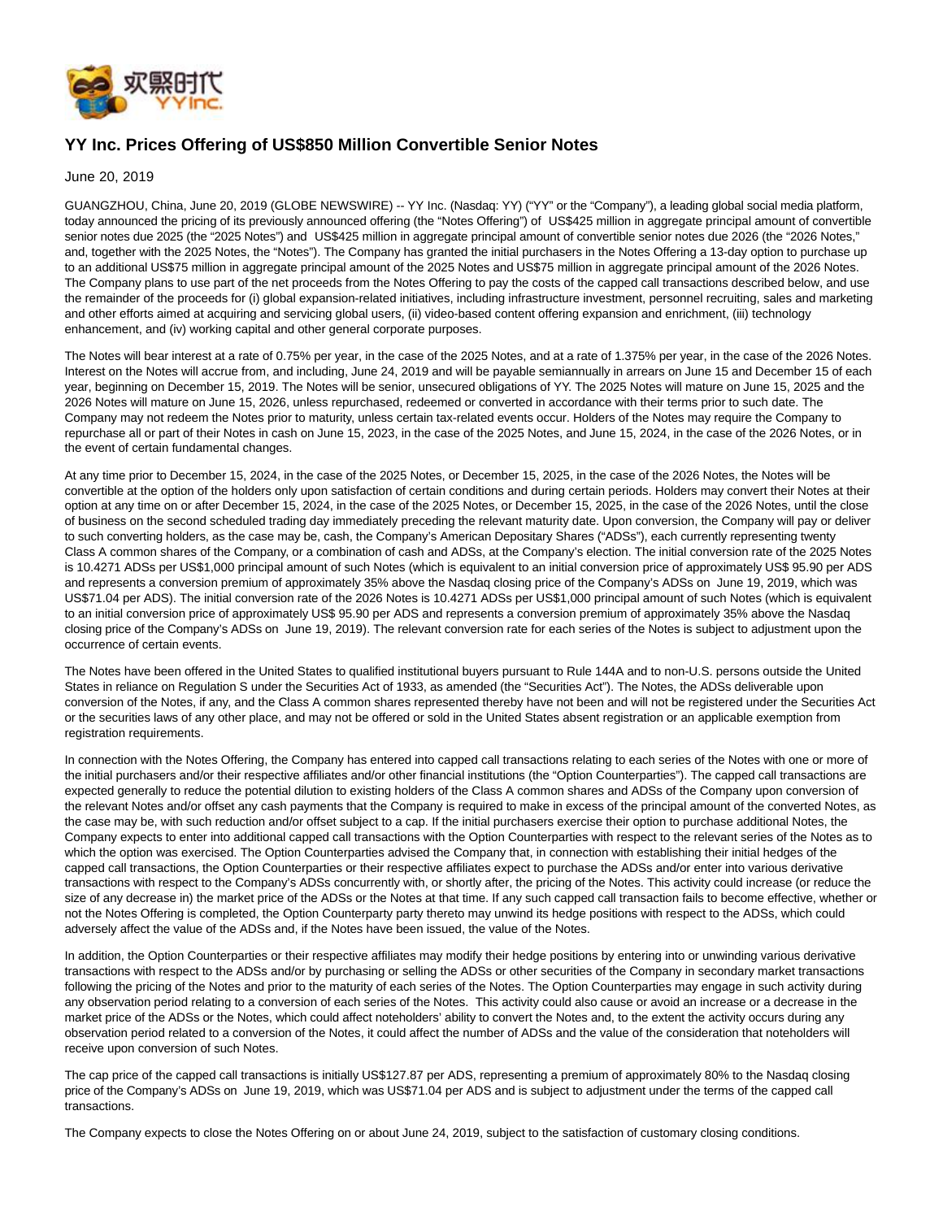# YY Inc. Prices Offering of US$850 Million Convertible Senior Notes

June 20, 2019

GUANGZHOU, China, June 20, 2019 (GLOBE NEWSWIRE) -- YY Inc. (Nasdaq: YY) ("YY" or the "Company"), a leading global social media platform, today announced the pricing of its previously announced offering (the "Notes Offering") of US$425 million in aggregate principal amount of convertible senior notes due 2025 (the "2025 Notes") and US$425 million in aggregate principal amount of convertible senior notes due 2026 (the "2026 Notes," and, together with the 2025 Notes, the "Notes"). The Company has granted the initial purchasers in the Notes Offering a 13-day option to purchase up to an additional US$75 million in aggregate principal amount of the 2025 Notes and US$75 million in aggregate principal amount of the 2026 Notes. The Company plans to use part of the net proceeds from the Notes Offering to pay the costs of the capped call transactions described below, and use the remainder of the proceeds for (i) global expansion-related initiatives, including infrastructure investment, personnel recruiting, sales and marketing and other efforts aimed at acquiring and servicing global users, (ii) video-based content offering expansion and enrichment, (iii) technology enhancement, and (iv) working capital and other general corporate purposes.

The Notes will bear interest at a rate of 0.75% per year, in the case of the 2025 Notes, and at a rate of 1.375% per year, in the case of the 2026 Notes. Interest on the Notes will accrue from, and including, June 24, 2019 and will be payable semiannually in arrears on June 15 and December 15 of each year, beginning on December 15, 2019. The Notes will be senior, unsecured obligations of YY. The 2025 Notes will mature on June 15, 2025 and the 2026 Notes will mature on June 15, 2026, unless repurchased, redeemed or converted in accordance with their terms prior to such date. The Company may not redeem the Notes prior to maturity, unless certain tax-related events occur. Holders of the Notes may require the Company to repurchase all or part of their Notes in cash on June 15, 2023, in the case of the 2025 Notes, and June 15, 2024, in the case of the 2026 Notes, or in the event of certain fundamental changes.

At any time prior to December 15, 2024, in the case of the 2025 Notes, or December 15, 2025, in the case of the 2026 Notes, the Notes will be convertible at the option of the holders only upon satisfaction of certain conditions and during certain periods. Holders may convert their Notes at their option at any time on or after December 15, 2024, in the case of the 2025 Notes, or December 15, 2025, in the case of the 2026 Notes, until the close of business on the second scheduled trading day immediately preceding the relevant maturity date. Upon conversion, the Company will pay or deliver to such converting holders, as the case may be, cash, the Company's American Depositary Shares ("ADSs"), each currently representing twenty Class A common shares of the Company, or a combination of cash and ADSs, at the Company's election. The initial conversion rate of the 2025 Notes is 10.4271 ADSs per US$1,000 principal amount of such Notes (which is equivalent to an initial conversion price of approximately US$ 95.90 per ADS and represents a conversion premium of approximately 35% above the Nasdaq closing price of the Company's ADSs on June 19, 2019, which was US$71.04 per ADS). The initial conversion rate of the 2026 Notes is 10.4271 ADSs per US$1,000 principal amount of such Notes (which is equivalent to an initial conversion price of approximately US$ 95.90 per ADS and represents a conversion premium of approximately 35% above the Nasdaq closing price of the Company's ADSs on June 19, 2019). The relevant conversion rate for each series of the Notes is subject to adjustment upon the occurrence of certain events.

The Notes have been offered in the United States to qualified institutional buyers pursuant to Rule 144A and to non-U.S. persons outside the United States in reliance on Regulation S under the Securities Act of 1933, as amended (the "Securities Act"). The Notes, the ADSs deliverable upon conversion of the Notes, if any, and the Class A common shares represented thereby have not been and will not be registered under the Securities Act or the securities laws of any other place, and may not be offered or sold in the United States absent registration or an applicable exemption from registration requirements.

In connection with the Notes Offering, the Company has entered into capped call transactions relating to each series of the Notes with one or more of the initial purchasers and/or their respective affiliates and/or other financial institutions (the "Option Counterparties"). The capped call transactions are expected generally to reduce the potential dilution to existing holders of the Class A common shares and ADSs of the Company upon conversion of the relevant Notes and/or offset any cash payments that the Company is required to make in excess of the principal amount of the converted Notes, as the case may be, with such reduction and/or offset subject to a cap. If the initial purchasers exercise their option to purchase additional Notes, the Company expects to enter into additional capped call transactions with the Option Counterparties with respect to the relevant series of the Notes as to which the option was exercised. The Option Counterparties advised the Company that, in connection with establishing their initial hedges of the capped call transactions, the Option Counterparties or their respective affiliates expect to purchase the ADSs and/or enter into various derivative transactions with respect to the Company's ADSs concurrently with, or shortly after, the pricing of the Notes. This activity could increase (or reduce the size of any decrease in) the market price of the ADSs or the Notes at that time. If any such capped call transaction fails to become effective, whether or not the Notes Offering is completed, the Option Counterparty party thereto may unwind its hedge positions with respect to the ADSs, which could adversely affect the value of the ADSs and, if the Notes have been issued, the value of the Notes.

In addition, the Option Counterparties or their respective affiliates may modify their hedge positions by entering into or unwinding various derivative transactions with respect to the ADSs and/or by purchasing or selling the ADSs or other securities of the Company in secondary market transactions following the pricing of the Notes and prior to the maturity of each series of the Notes. The Option Counterparties may engage in such activity during any observation period relating to a conversion of each series of the Notes. This activity could also cause or avoid an increase or a decrease in the market price of the ADSs or the Notes, which could affect noteholders' ability to convert the Notes and, to the extent the activity occurs during any observation period related to a conversion of the Notes, it could affect the number of ADSs and the value of the consideration that noteholders will receive upon conversion of such Notes.

The cap price of the capped call transactions is initially US$127.87 per ADS, representing a premium of approximately 80% to the Nasdaq closing price of the Company's ADSs on June 19, 2019, which was US$71.04 per ADS and is subject to adjustment under the terms of the capped call transactions.

The Company expects to close the Notes Offering on or about June 24, 2019, subject to the satisfaction of customary closing conditions.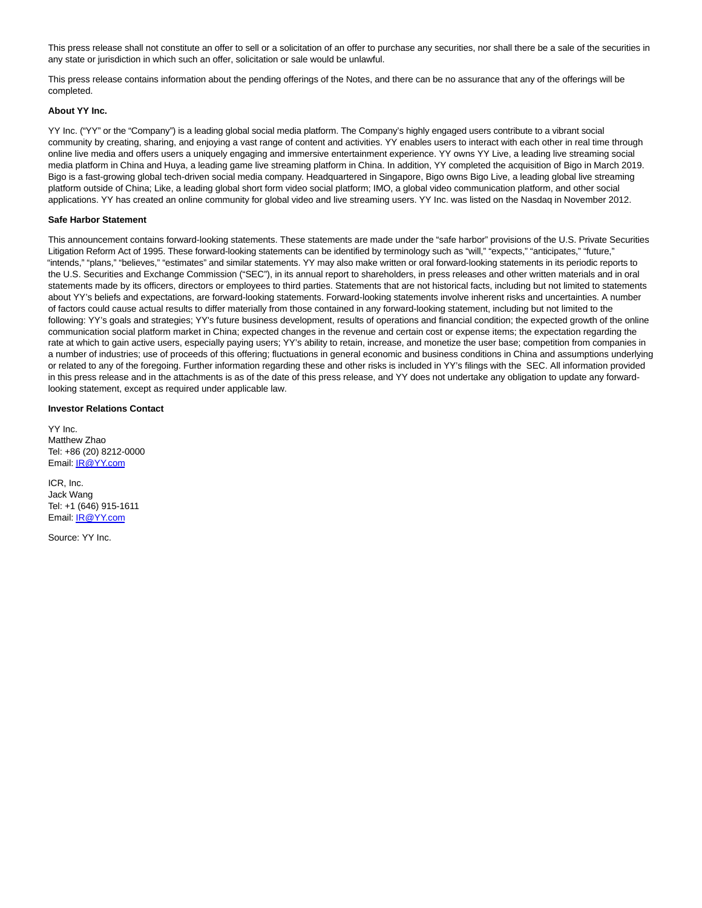This press release shall not constitute an offer to sell or a solicitation of an offer to purchase any securities, nor shall there be a sale of the securities in any state or jurisdiction in which such an offer, solicitation or sale would be unlawful.

This press release contains information about the pending offerings of the Notes, and there can be no assurance that any of the offerings will be completed.

**About YY Inc.**

YY Inc. ("YY" or the "Company") is a leading global social media platform. The Company's highly engaged users contribute to a vibrant social community by creating, sharing, and enjoying a vast range of content and activities. YY enables users to interact with each other in real time through online live media and offers users a uniquely engaging and immersive entertainment experience. YY owns YY Live, a leading live streaming social media platform in China and Huya, a leading game live streaming platform in China. In addition, YY completed the acquisition of Bigo in March 2019. Bigo is a fast-growing global tech-driven social media company. Headquartered in Singapore, Bigo owns Bigo Live, a leading global live streaming platform outside of China; Like, a leading global short form video social platform; IMO, a global video communication platform, and other social applications. YY has created an online community for global video and live streaming users. YY Inc. was listed on the Nasdaq in November 2012.

**Safe Harbor Statement**

This announcement contains forward-looking statements. These statements are made under the "safe harbor" provisions of the U.S. Private Securities Litigation Reform Act of 1995. These forward-looking statements can be identified by terminology such as "will," "expects," "anticipates," "future," "intends," "plans," "believes," "estimates" and similar statements. YY may also make written or oral forward-looking statements in its periodic reports to the U.S. Securities and Exchange Commission ("SEC"), in its annual report to shareholders, in press releases and other written materials and in oral statements made by its officers, directors or employees to third parties. Statements that are not historical facts, including but not limited to statements about YY's beliefs and expectations, are forward-looking statements. Forward-looking statements involve inherent risks and uncertainties. A number of factors could cause actual results to differ materially from those contained in any forward-looking statement, including but not limited to the following: YY's goals and strategies; YY's future business development, results of operations and financial condition; the expected growth of the online communication social platform market in China; expected changes in the revenue and certain cost or expense items; the expectation regarding the rate at which to gain active users, especially paying users; YY's ability to retain, increase, and monetize the user base; competition from companies in a number of industries; use of proceeds of this offering; fluctuations in general economic and business conditions in China and assumptions underlying or related to any of the foregoing. Further information regarding these and other risks is included in YY's filings with the SEC. All information provided in this press release and in the attachments is as of the date of this press release, and YY does not undertake any obligation to update any forward-looking statement, except as required under applicable law.

**Investor Relations Contact**

YY Inc.
Matthew Zhao
Tel: +86 (20) 8212-0000
Email: IR@YY.com

ICR, Inc.
Jack Wang
Tel: +1 (646) 915-1611
Email: IR@YY.com

Source: YY Inc.